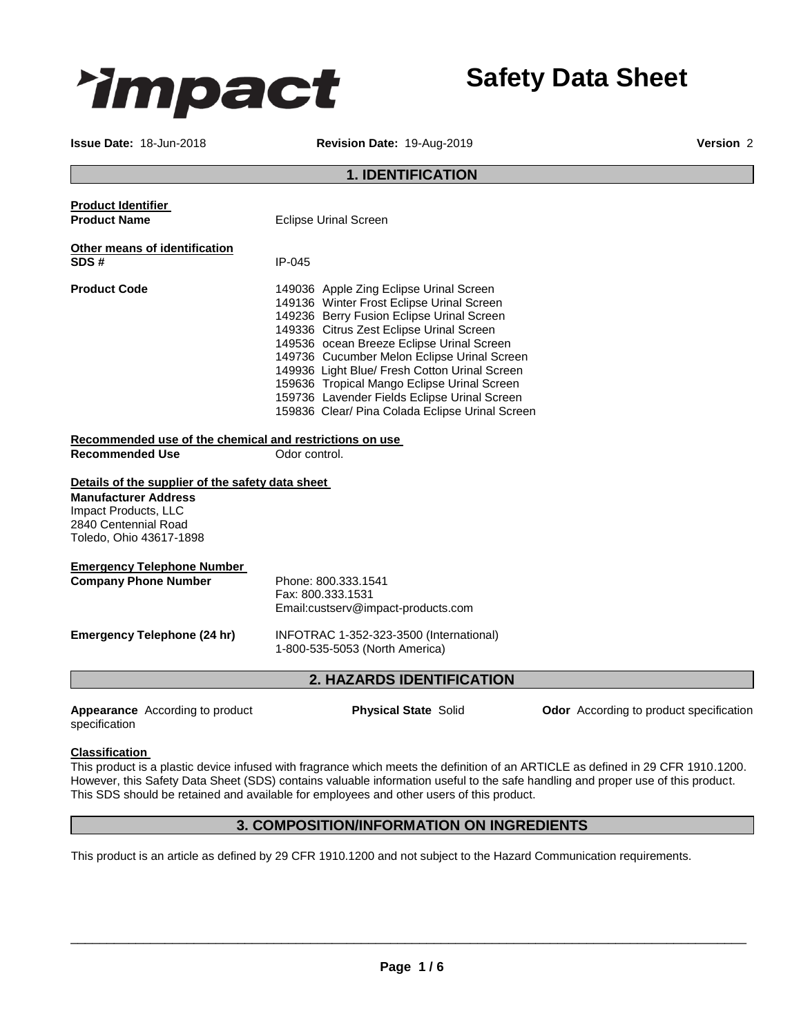**impact**

# Safety Data Sheet

**Issue Date:** 18-Jun-2018 **Revision Date:** 19-Aug-2019 **Version** 2

## 1. IDENTIFICATION

**Product Identifier**

**Product Name** Eclipse Urinal Screen

**Other means of identification**

**SDS #** IP-045

**Product Code**
149036 Apple Zing Eclipse Urinal Screen
149136 Winter Frost Eclipse Urinal Screen
149236 Berry Fusion Eclipse Urinal Screen
149336 Citrus Zest Eclipse Urinal Screen
149536 ocean Breeze Eclipse Urinal Screen
149736 Cucumber Melon Eclipse Urinal Screen
149936 Light Blue/ Fresh Cotton Urinal Screen
159636 Tropical Mango Eclipse Urinal Screen
159736 Lavender Fields Eclipse Urinal Screen
159836 Clear/ Pina Colada Eclipse Urinal Screen

**Recommended use of the chemical and restrictions on use**

**Recommended Use** Odor control.

**Details of the supplier of the safety data sheet**

**Manufacturer Address**
Impact Products, LLC
2840 Centennial Road
Toledo, Ohio 43617-1898

**Emergency Telephone Number**

**Company Phone Number**
Phone: 800.333.1541
Fax: 800.333.1531
Email:custserv@impact-products.com

**Emergency Telephone (24 hr)**
INFOTRAC 1-352-323-3500 (International)
1-800-535-5053 (North America)

## 2. HAZARDS IDENTIFICATION

**Appearance** According to product specification **Physical State** Solid **Odor** According to product specification

**Classification**

This product is a plastic device infused with fragrance which meets the definition of an ARTICLE as defined in 29 CFR 1910.1200. However, this Safety Data Sheet (SDS) contains valuable information useful to the safe handling and proper use of this product. This SDS should be retained and available for employees and other users of this product.

## 3. COMPOSITION/INFORMATION ON INGREDIENTS

This product is an article as defined by 29 CFR 1910.1200 and not subject to the Hazard Communication requirements.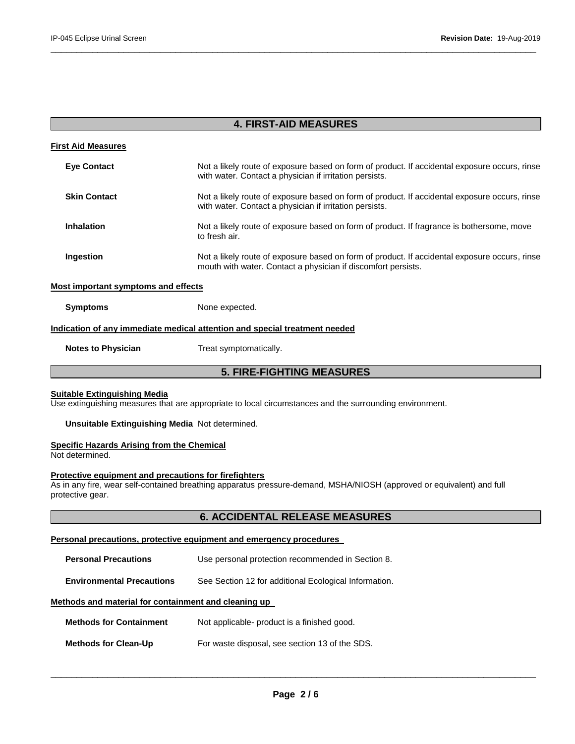## 4. FIRST-AID MEASURES

**First Aid Measures**

| | |
|---|---|
| **Eye Contact** | Not a likely route of exposure based on form of product. If accidental exposure occurs, rinse with water. Contact a physician if irritation persists. |
| **Skin Contact** | Not a likely route of exposure based on form of product. If accidental exposure occurs, rinse with water. Contact a physician if irritation persists. |
| **Inhalation** | Not a likely route of exposure based on form of product. If fragrance is bothersome, move to fresh air. |
| **Ingestion** | Not a likely route of exposure based on form of product. If accidental exposure occurs, rinse mouth with water. Contact a physician if discomfort persists. |

**Most important symptoms and effects**

| | |
|---|---|
| **Symptoms** | None expected. |

**Indication of any immediate medical attention and special treatment needed**

| | |
|---|---|
| **Notes to Physician** | Treat symptomatically. |

## 5. FIRE-FIGHTING MEASURES

**Suitable Extinguishing Media**
Use extinguishing measures that are appropriate to local circumstances and the surrounding environment.

**Unsuitable Extinguishing Media** Not determined.

**Specific Hazards Arising from the Chemical**
Not determined.

**Protective equipment and precautions for firefighters**
As in any fire, wear self-contained breathing apparatus pressure-demand, MSHA/NIOSH (approved or equivalent) and full protective gear.

## 6. ACCIDENTAL RELEASE MEASURES

**Personal precautions, protective equipment and emergency procedures**

| | |
|---|---|
| **Personal Precautions** | Use personal protection recommended in Section 8. |
| **Environmental Precautions** | See Section 12 for additional Ecological Information. |

**Methods and material for containment and cleaning up**

| | |
|---|---|
| **Methods for Containment** | Not applicable- product is a finished good. |
| **Methods for Clean-Up** | For waste disposal, see section 13 of the SDS. |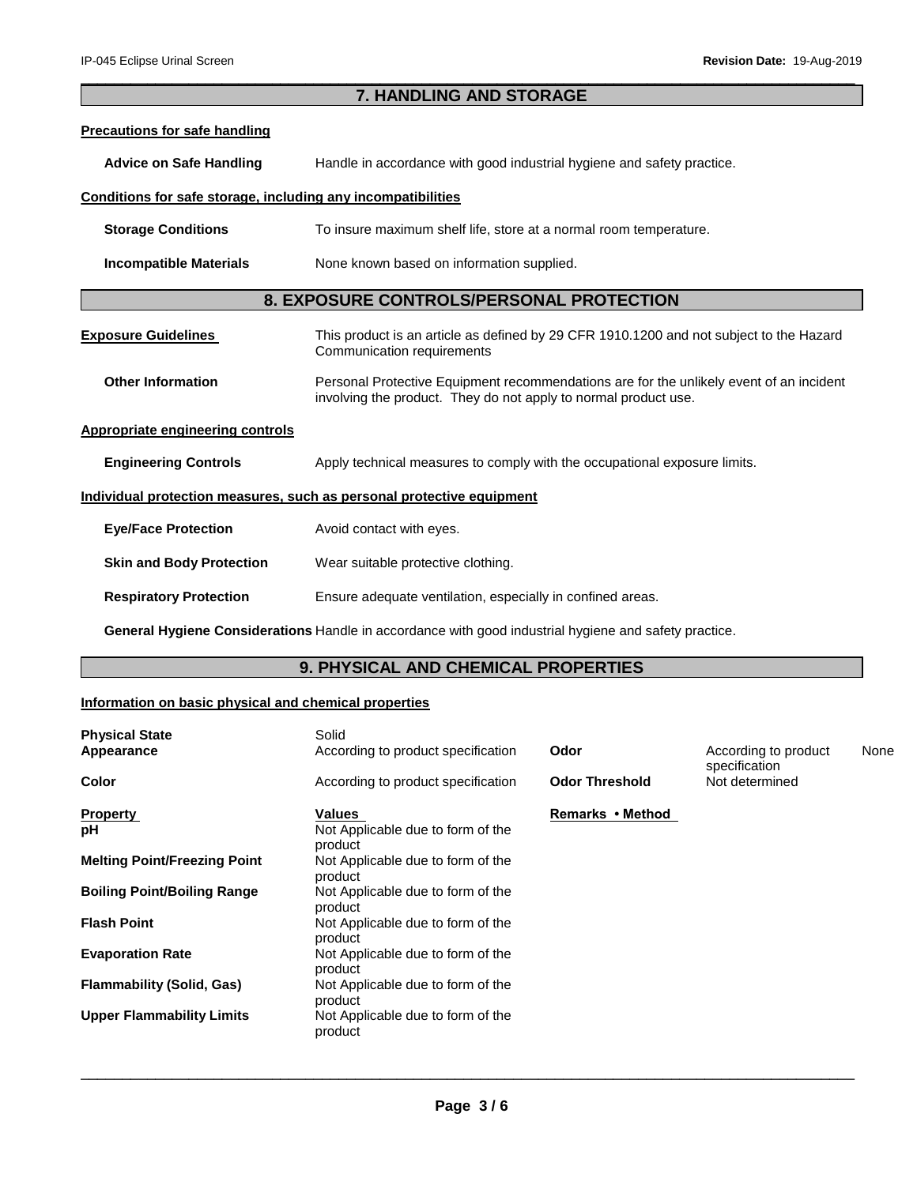## 7. HANDLING AND STORAGE

**Precautions for safe handling**

**Advice on Safe Handling** Handle in accordance with good industrial hygiene and safety practice.

**Conditions for safe storage, including any incompatibilities**

**Storage Conditions** To insure maximum shelf life, store at a normal room temperature.

**Incompatible Materials** None known based on information supplied.

## 8. EXPOSURE CONTROLS/PERSONAL PROTECTION

**Exposure Guidelines** This product is an article as defined by 29 CFR 1910.1200 and not subject to the Hazard Communication requirements

**Other Information** Personal Protective Equipment recommendations are for the unlikely event of an incident involving the product. They do not apply to normal product use.

**Appropriate engineering controls**

**Engineering Controls** Apply technical measures to comply with the occupational exposure limits.

**Individual protection measures, such as personal protective equipment**

**Eye/Face Protection** Avoid contact with eyes.

**Skin and Body Protection** Wear suitable protective clothing.

**Respiratory Protection** Ensure adequate ventilation, especially in confined areas.

**General Hygiene Considerations** Handle in accordance with good industrial hygiene and safety practice.

## 9. PHYSICAL AND CHEMICAL PROPERTIES

**Information on basic physical and chemical properties**

| | | | | |
|---|---|---|---|---|
| **Physical State** | Solid | | | |
| **Appearance** | According to product specification | **Odor** | According to product specification | None |
| **Color** | According to product specification | **Odor Threshold** | Not determined | |

| **Property** | **Values** | **Remarks • Method** |
|---|---|---|
| **pH** | Not Applicable due to form of the product | |
| **Melting Point/Freezing Point** | Not Applicable due to form of the product | |
| **Boiling Point/Boiling Range** | Not Applicable due to form of the product | |
| **Flash Point** | Not Applicable due to form of the product | |
| **Evaporation Rate** | Not Applicable due to form of the product | |
| **Flammability (Solid, Gas)** | Not Applicable due to form of the product | |
| **Upper Flammability Limits** | Not Applicable due to form of the product | |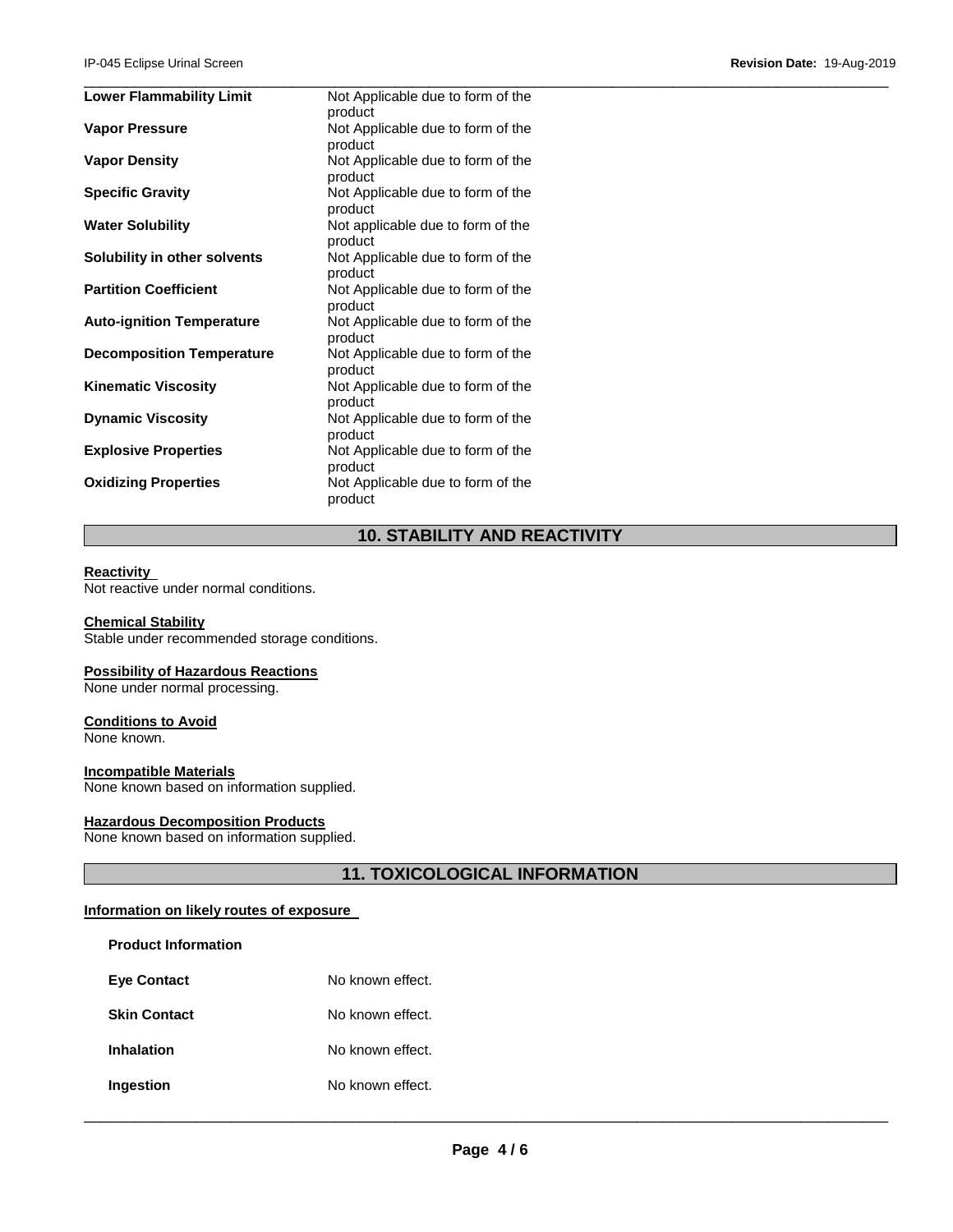| | |
|---|---|
| **Lower Flammability Limit** | Not Applicable due to form of the product |
| **Vapor Pressure** | Not Applicable due to form of the product |
| **Vapor Density** | Not Applicable due to form of the product |
| **Specific Gravity** | Not Applicable due to form of the product |
| **Water Solubility** | Not applicable due to form of the product |
| **Solubility in other solvents** | Not Applicable due to form of the product |
| **Partition Coefficient** | Not Applicable due to form of the product |
| **Auto-ignition Temperature** | Not Applicable due to form of the product |
| **Decomposition Temperature** | Not Applicable due to form of the product |
| **Kinematic Viscosity** | Not Applicable due to form of the product |
| **Dynamic Viscosity** | Not Applicable due to form of the product |
| **Explosive Properties** | Not Applicable due to form of the product |
| **Oxidizing Properties** | Not Applicable due to form of the product |

## 10. STABILITY AND REACTIVITY

**Reactivity**
Not reactive under normal conditions.

**Chemical Stability**
Stable under recommended storage conditions.

**Possibility of Hazardous Reactions**
None under normal processing.

**Conditions to Avoid**
None known.

**Incompatible Materials**
None known based on information supplied.

**Hazardous Decomposition Products**
None known based on information supplied.

## 11. TOXICOLOGICAL INFORMATION

**Information on likely routes of exposure**

**Product Information**

| | |
|---|---|
| **Eye Contact** | No known effect. |
| **Skin Contact** | No known effect. |
| **Inhalation** | No known effect. |
| **Ingestion** | No known effect. |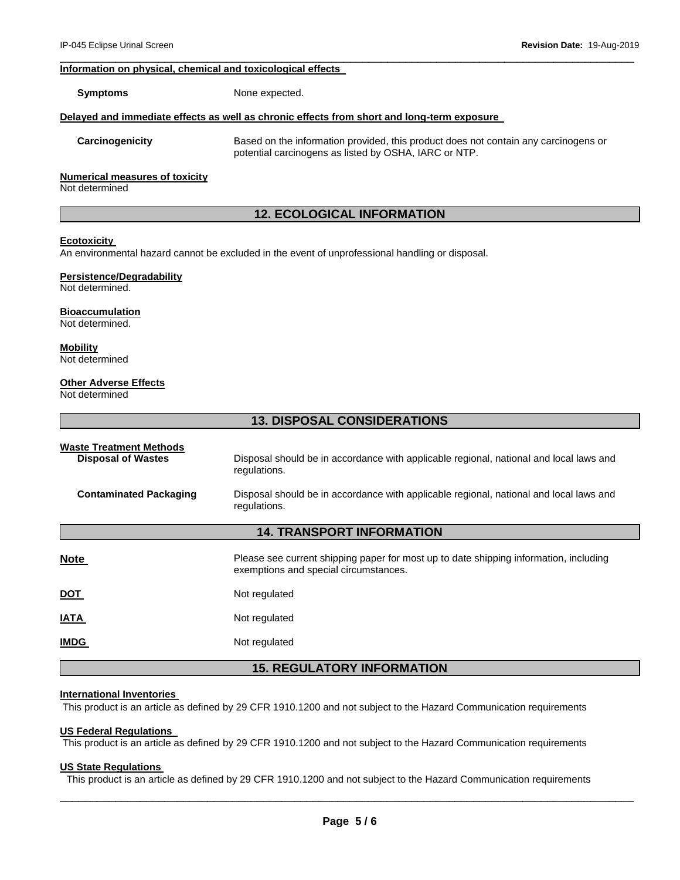**Information on physical, chemical and toxicological effects**

**Symptoms** None expected.

**Delayed and immediate effects as well as chronic effects from short and long-term exposure**

**Carcinogenicity** Based on the information provided, this product does not contain any carcinogens or potential carcinogens as listed by OSHA, IARC or NTP.

**Numerical measures of toxicity**
Not determined

## 12. ECOLOGICAL INFORMATION

**Ecotoxicity**
An environmental hazard cannot be excluded in the event of unprofessional handling or disposal.

**Persistence/Degradability**
Not determined.

**Bioaccumulation**
Not determined.

**Mobility**
Not determined

**Other Adverse Effects**
Not determined

## 13. DISPOSAL CONSIDERATIONS

**Waste Treatment Methods**

**Disposal of Wastes** Disposal should be in accordance with applicable regional, national and local laws and regulations.

**Contaminated Packaging** Disposal should be in accordance with applicable regional, national and local laws and regulations.

## 14. TRANSPORT INFORMATION

**Note** Please see current shipping paper for most up to date shipping information, including exemptions and special circumstances.

**DOT** Not regulated

**IATA** Not regulated

**IMDG** Not regulated

## 15. REGULATORY INFORMATION

**International Inventories**
This product is an article as defined by 29 CFR 1910.1200 and not subject to the Hazard Communication requirements

**US Federal Regulations**
This product is an article as defined by 29 CFR 1910.1200 and not subject to the Hazard Communication requirements

**US State Regulations**
This product is an article as defined by 29 CFR 1910.1200 and not subject to the Hazard Communication requirements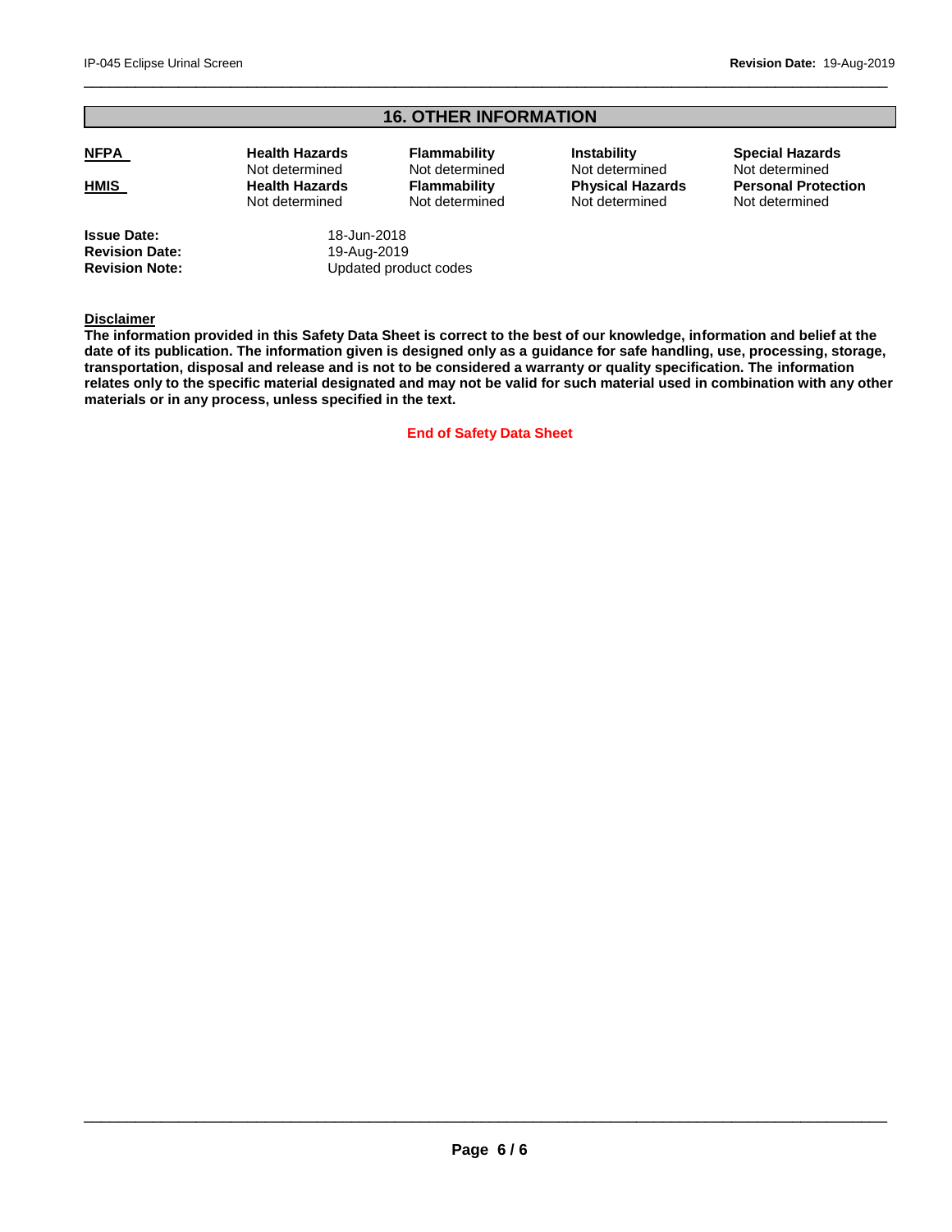## 16. OTHER INFORMATION

| | | | | |
|---|---|---|---|---|
| **NFPA** | **Health Hazards** Not determined | **Flammability** Not determined | **Instability** Not determined | **Special Hazards** Not determined |
| **HMIS** | **Health Hazards** Not determined | **Flammability** Not determined | **Physical Hazards** Not determined | **Personal Protection** Not determined |

**Issue Date:** 18-Jun-2018
**Revision Date:** 19-Aug-2019
**Revision Note:** Updated product codes

**Disclaimer**

**The information provided in this Safety Data Sheet is correct to the best of our knowledge, information and belief at the date of its publication. The information given is designed only as a guidance for safe handling, use, processing, storage, transportation, disposal and release and is not to be considered a warranty or quality specification. The information relates only to the specific material designated and may not be valid for such material used in combination with any other materials or in any process, unless specified in the text.**

**End of Safety Data Sheet**